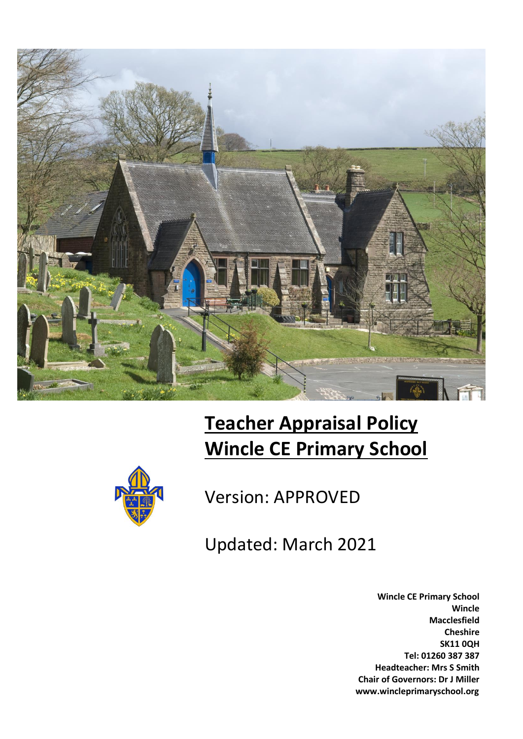# Teacher Appraisal Policy
# Wincle CE Primary School

Version: APPROVED

Updated: March 2021

**Wincle CE Primary School**
**Wincle**
**Macclesfield**
**Cheshire**
**SK11 0QH**
**Tel: 01260 387 387**
**Headteacher: Mrs S Smith**
**Chair of Governors: Dr J Miller**
**www.wincleprimaryschool.org**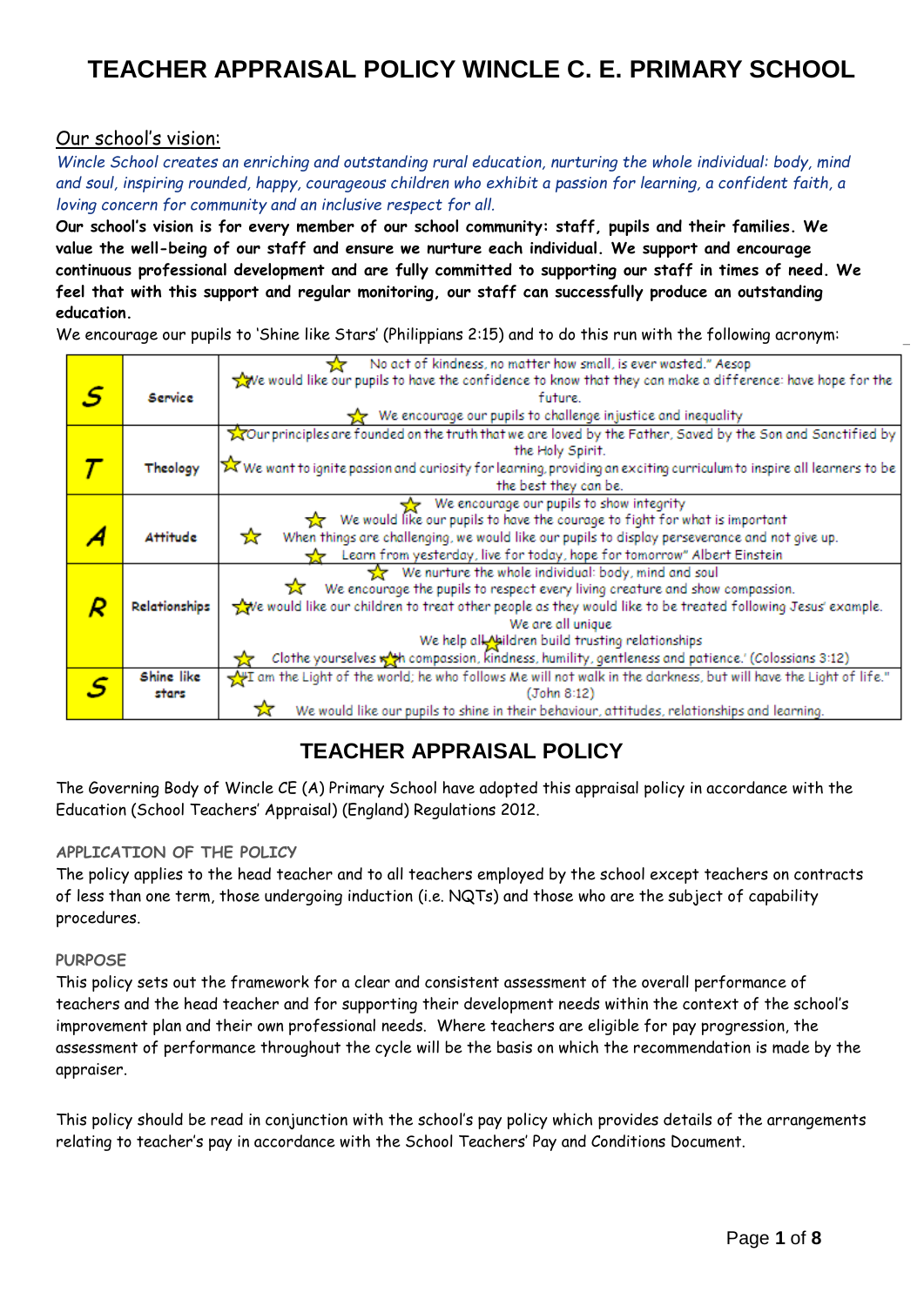# TEACHER APPRAISAL POLICY WINCLE C. E. PRIMARY SCHOOL

## Our school's vision:

*Wincle School creates an enriching and outstanding rural education, nurturing the whole individual: body, mind and soul, inspiring rounded, happy, courageous children who exhibit a passion for learning, a confident faith, a loving concern for community and an inclusive respect for all.*

**Our school's vision is for every member of our school community: staff, pupils and their families. We value the well-being of our staff and ensure we nurture each individual. We support and encourage continuous professional development and are fully committed to supporting our staff in times of need. We feel that with this support and regular monitoring, our staff can successfully produce an outstanding education.**

We encourage our pupils to 'Shine like Stars' (Philippians 2:15) and to do this run with the following acronym:

| | | |
|---|---|---|
| **S** | **Service** | ☆ No act of kindness, no matter how small, is ever wasted." Aesop<br>☆ We would like our pupils to have the confidence to know that they can make a difference: have hope for the future.<br>☆ We encourage our pupils to challenge injustice and inequality |
| **T** | **Theology** | ☆ Our principles are founded on the truth that we are loved by the Father, Saved by the Son and Sanctified by the Holy Spirit.<br>☆ We want to ignite passion and curiosity for learning, providing an exciting curriculum to inspire all learners to be the best they can be. |
| **A** | **Attitude** | ☆ We encourage our pupils to show integrity<br>☆ We would like our pupils to have the courage to fight for what is important<br>☆ When things are challenging, we would like our pupils to display perseverance and not give up.<br>☆ Learn from yesterday, live for today, hope for tomorrow" Albert Einstein |
| **R** | **Relationships** | ☆ We nurture the whole individual: body, mind and soul<br>☆ We encourage the pupils to respect every living creature and show compassion.<br>☆ We would like our children to treat other people as they would like to be treated following Jesus' example.<br>We are all unique<br>We help all children build trusting relationships<br>☆ Clothe yourselves with compassion, kindness, humility, gentleness and patience.' (Colossians 3:12) |
| **S** | **Shine like stars** | ☆ "I am the Light of the world; he who follows Me will not walk in the darkness, but will have the Light of life." (John 8:12)<br>☆ We would like our pupils to shine in their behaviour, attitudes, relationships and learning. |

## TEACHER APPRAISAL POLICY

The Governing Body of Wincle CE (A) Primary School have adopted this appraisal policy in accordance with the Education (School Teachers' Appraisal) (England) Regulations 2012.

### APPLICATION OF THE POLICY

The policy applies to the head teacher and to all teachers employed by the school except teachers on contracts of less than one term, those undergoing induction (i.e. NQTs) and those who are the subject of capability procedures.

### PURPOSE

This policy sets out the framework for a clear and consistent assessment of the overall performance of teachers and the head teacher and for supporting their development needs within the context of the school's improvement plan and their own professional needs. Where teachers are eligible for pay progression, the assessment of performance throughout the cycle will be the basis on which the recommendation is made by the appraiser.

This policy should be read in conjunction with the school's pay policy which provides details of the arrangements relating to teacher's pay in accordance with the School Teachers' Pay and Conditions Document.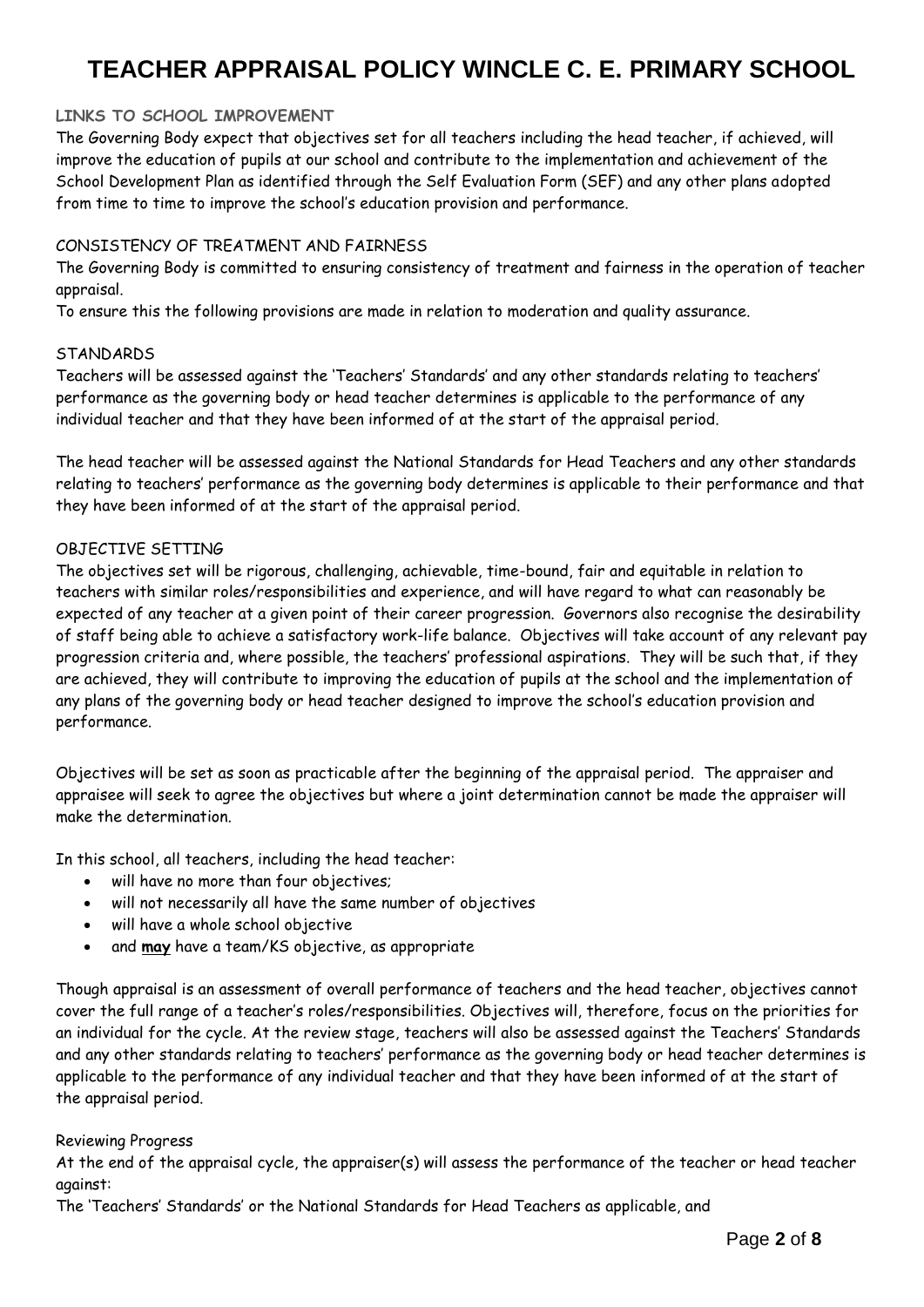# TEACHER APPRAISAL POLICY WINCLE C. E. PRIMARY SCHOOL

## LINKS TO SCHOOL IMPROVEMENT

The Governing Body expect that objectives set for all teachers including the head teacher, if achieved, will improve the education of pupils at our school and contribute to the implementation and achievement of the School Development Plan as identified through the Self Evaluation Form (SEF) and any other plans adopted from time to time to improve the school's education provision and performance.

## CONSISTENCY OF TREATMENT AND FAIRNESS

The Governing Body is committed to ensuring consistency of treatment and fairness in the operation of teacher appraisal.

To ensure this the following provisions are made in relation to moderation and quality assurance.

## STANDARDS

Teachers will be assessed against the 'Teachers' Standards' and any other standards relating to teachers' performance as the governing body or head teacher determines is applicable to the performance of any individual teacher and that they have been informed of at the start of the appraisal period.

The head teacher will be assessed against the National Standards for Head Teachers and any other standards relating to teachers' performance as the governing body determines is applicable to their performance and that they have been informed of at the start of the appraisal period.

## OBJECTIVE SETTING

The objectives set will be rigorous, challenging, achievable, time-bound, fair and equitable in relation to teachers with similar roles/responsibilities and experience, and will have regard to what can reasonably be expected of any teacher at a given point of their career progression. Governors also recognise the desirability of staff being able to achieve a satisfactory work-life balance. Objectives will take account of any relevant pay progression criteria and, where possible, the teachers' professional aspirations. They will be such that, if they are achieved, they will contribute to improving the education of pupils at the school and the implementation of any plans of the governing body or head teacher designed to improve the school's education provision and performance.

Objectives will be set as soon as practicable after the beginning of the appraisal period. The appraiser and appraisee will seek to agree the objectives but where a joint determination cannot be made the appraiser will make the determination.

In this school, all teachers, including the head teacher:

- will have no more than four objectives;
- will not necessarily all have the same number of objectives
- will have a whole school objective
- and **may** have a team/KS objective, as appropriate

Though appraisal is an assessment of overall performance of teachers and the head teacher, objectives cannot cover the full range of a teacher's roles/responsibilities. Objectives will, therefore, focus on the priorities for an individual for the cycle. At the review stage, teachers will also be assessed against the Teachers' Standards and any other standards relating to teachers' performance as the governing body or head teacher determines is applicable to the performance of any individual teacher and that they have been informed of at the start of the appraisal period.

### Reviewing Progress

At the end of the appraisal cycle, the appraiser(s) will assess the performance of the teacher or head teacher against:

The 'Teachers' Standards' or the National Standards for Head Teachers as applicable, and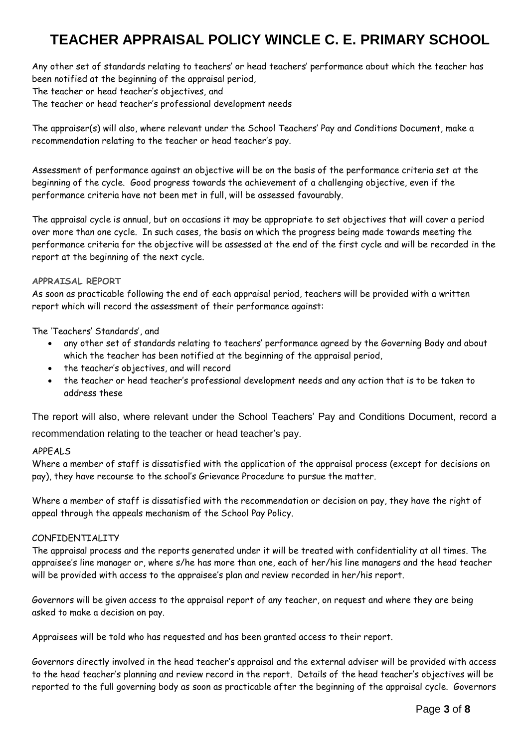Any other set of standards relating to teachers' or head teachers' performance about which the teacher has been notified at the beginning of the appraisal period,
The teacher or head teacher's objectives, and
The teacher or head teacher's professional development needs

The appraiser(s) will also, where relevant under the School Teachers' Pay and Conditions Document, make a recommendation relating to the teacher or head teacher's pay.

Assessment of performance against an objective will be on the basis of the performance criteria set at the beginning of the cycle. Good progress towards the achievement of a challenging objective, even if the performance criteria have not been met in full, will be assessed favourably.

The appraisal cycle is annual, but on occasions it may be appropriate to set objectives that will cover a period over more than one cycle. In such cases, the basis on which the progress being made towards meeting the performance criteria for the objective will be assessed at the end of the first cycle and will be recorded in the report at the beginning of the next cycle.

### APPRAISAL REPORT

As soon as practicable following the end of each appraisal period, teachers will be provided with a written report which will record the assessment of their performance against:

The 'Teachers' Standards', and

- any other set of standards relating to teachers' performance agreed by the Governing Body and about which the teacher has been notified at the beginning of the appraisal period,
- the teacher's objectives, and will record
- the teacher or head teacher's professional development needs and any action that is to be taken to address these

The report will also, where relevant under the School Teachers' Pay and Conditions Document, record a recommendation relating to the teacher or head teacher's pay.

### APPEALS

Where a member of staff is dissatisfied with the application of the appraisal process (except for decisions on pay), they have recourse to the school's Grievance Procedure to pursue the matter.

Where a member of staff is dissatisfied with the recommendation or decision on pay, they have the right of appeal through the appeals mechanism of the School Pay Policy.

### CONFIDENTIALITY

The appraisal process and the reports generated under it will be treated with confidentiality at all times. The appraisee's line manager or, where s/he has more than one, each of her/his line managers and the head teacher will be provided with access to the appraisee's plan and review recorded in her/his report.

Governors will be given access to the appraisal report of any teacher, on request and where they are being asked to make a decision on pay.

Appraisees will be told who has requested and has been granted access to their report.

Governors directly involved in the head teacher's appraisal and the external adviser will be provided with access to the head teacher's planning and review record in the report. Details of the head teacher's objectives will be reported to the full governing body as soon as practicable after the beginning of the appraisal cycle. Governors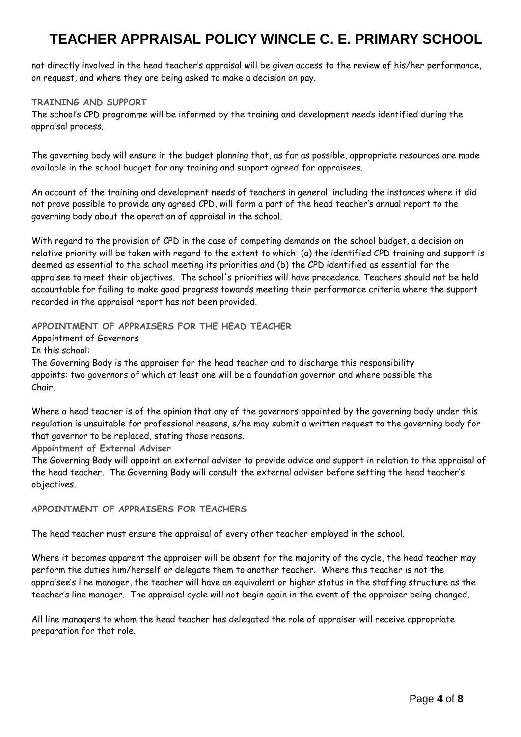not directly involved in the head teacher's appraisal will be given access to the review of his/her performance, on request, and where they are being asked to make a decision on pay.

### TRAINING AND SUPPORT

The school's CPD programme will be informed by the training and development needs identified during the appraisal process.

The governing body will ensure in the budget planning that, as far as possible, appropriate resources are made available in the school budget for any training and support agreed for appraisees.

An account of the training and development needs of teachers in general, including the instances where it did not prove possible to provide any agreed CPD, will form a part of the head teacher's annual report to the governing body about the operation of appraisal in the school.

With regard to the provision of CPD in the case of competing demands on the school budget, a decision on relative priority will be taken with regard to the extent to which: (a) the identified CPD training and support is deemed as essential to the school meeting its priorities and (b) the CPD identified as essential for the appraisee to meet their objectives. The school's priorities will have precedence. Teachers should not be held accountable for failing to make good progress towards meeting their performance criteria where the support recorded in the appraisal report has not been provided.

### APPOINTMENT OF APPRAISERS FOR THE HEAD TEACHER

Appointment of Governors

In this school:

The Governing Body is the appraiser for the head teacher and to discharge this responsibility appoints: two governors of which at least one will be a foundation governor and where possible the Chair.

Where a head teacher is of the opinion that any of the governors appointed by the governing body under this regulation is unsuitable for professional reasons, s/he may submit a written request to the governing body for that governor to be replaced, stating those reasons.

**Appointment of External Adviser**

The Governing Body will appoint an external adviser to provide advice and support in relation to the appraisal of the head teacher. The Governing Body will consult the external adviser before setting the head teacher's objectives.

### APPOINTMENT OF APPRAISERS FOR TEACHERS

The head teacher must ensure the appraisal of every other teacher employed in the school.

Where it becomes apparent the appraiser will be absent for the majority of the cycle, the head teacher may perform the duties him/herself or delegate them to another teacher. Where this teacher is not the appraisee's line manager, the teacher will have an equivalent or higher status in the staffing structure as the teacher's line manager. The appraisal cycle will not begin again in the event of the appraiser being changed.

All line managers to whom the head teacher has delegated the role of appraiser will receive appropriate preparation for that role.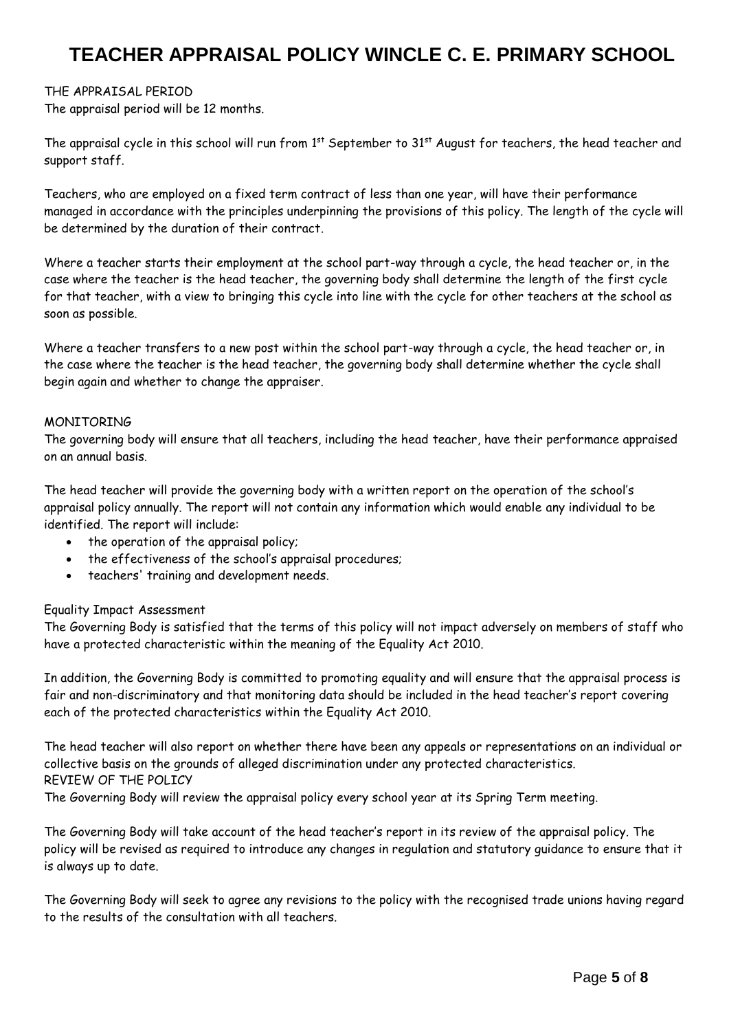THE APPRAISAL PERIOD

The appraisal period will be 12 months.

The appraisal cycle in this school will run from 1st September to 31st August for teachers, the head teacher and support staff.

Teachers, who are employed on a fixed term contract of less than one year, will have their performance managed in accordance with the principles underpinning the provisions of this policy. The length of the cycle will be determined by the duration of their contract.

Where a teacher starts their employment at the school part-way through a cycle, the head teacher or, in the case where the teacher is the head teacher, the governing body shall determine the length of the first cycle for that teacher, with a view to bringing this cycle into line with the cycle for other teachers at the school as soon as possible.

Where a teacher transfers to a new post within the school part-way through a cycle, the head teacher or, in the case where the teacher is the head teacher, the governing body shall determine whether the cycle shall begin again and whether to change the appraiser.

MONITORING

The governing body will ensure that all teachers, including the head teacher, have their performance appraised on an annual basis.

The head teacher will provide the governing body with a written report on the operation of the school's appraisal policy annually. The report will not contain any information which would enable any individual to be identified. The report will include:

- the operation of the appraisal policy;
- the effectiveness of the school's appraisal procedures;
- teachers' training and development needs.

Equality Impact Assessment

The Governing Body is satisfied that the terms of this policy will not impact adversely on members of staff who have a protected characteristic within the meaning of the Equality Act 2010.

In addition, the Governing Body is committed to promoting equality and will ensure that the appraisal process is fair and non-discriminatory and that monitoring data should be included in the head teacher's report covering each of the protected characteristics within the Equality Act 2010.

The head teacher will also report on whether there have been any appeals or representations on an individual or collective basis on the grounds of alleged discrimination under any protected characteristics.

REVIEW OF THE POLICY

The Governing Body will review the appraisal policy every school year at its Spring Term meeting.

The Governing Body will take account of the head teacher's report in its review of the appraisal policy. The policy will be revised as required to introduce any changes in regulation and statutory guidance to ensure that it is always up to date.

The Governing Body will seek to agree any revisions to the policy with the recognised trade unions having regard to the results of the consultation with all teachers.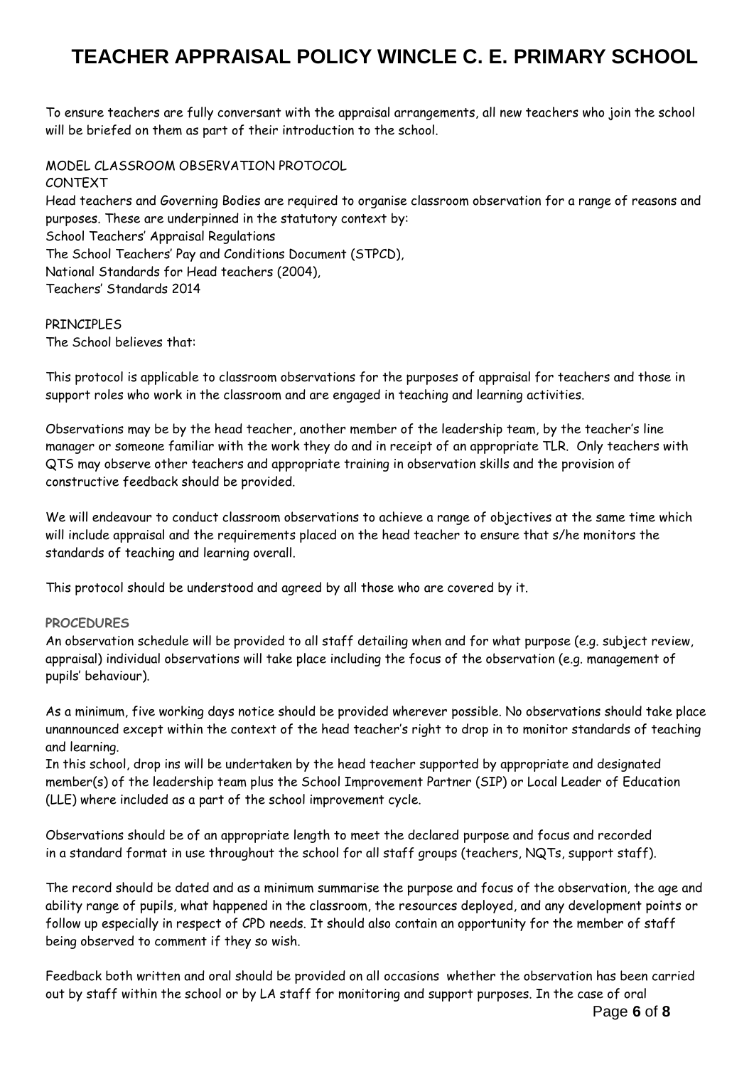To ensure teachers are fully conversant with the appraisal arrangements, all new teachers who join the school will be briefed on them as part of their introduction to the school.

MODEL CLASSROOM OBSERVATION PROTOCOL

CONTEXT

Head teachers and Governing Bodies are required to organise classroom observation for a range of reasons and purposes. These are underpinned in the statutory context by:

School Teachers' Appraisal Regulations

The School Teachers' Pay and Conditions Document (STPCD),

National Standards for Head teachers (2004),

Teachers' Standards 2014

PRINCIPLES

The School believes that:

This protocol is applicable to classroom observations for the purposes of appraisal for teachers and those in support roles who work in the classroom and are engaged in teaching and learning activities.

Observations may be by the head teacher, another member of the leadership team, by the teacher's line manager or someone familiar with the work they do and in receipt of an appropriate TLR. Only teachers with QTS may observe other teachers and appropriate training in observation skills and the provision of constructive feedback should be provided.

We will endeavour to conduct classroom observations to achieve a range of objectives at the same time which will include appraisal and the requirements placed on the head teacher to ensure that s/he monitors the standards of teaching and learning overall.

This protocol should be understood and agreed by all those who are covered by it.

**PROCEDURES**

An observation schedule will be provided to all staff detailing when and for what purpose (e.g. subject review, appraisal) individual observations will take place including the focus of the observation (e.g. management of pupils' behaviour).

As a minimum, five working days notice should be provided wherever possible. No observations should take place unannounced except within the context of the head teacher's right to drop in to monitor standards of teaching and learning.

In this school, drop ins will be undertaken by the head teacher supported by appropriate and designated member(s) of the leadership team plus the School Improvement Partner (SIP) or Local Leader of Education (LLE) where included as a part of the school improvement cycle.

Observations should be of an appropriate length to meet the declared purpose and focus and recorded in a standard format in use throughout the school for all staff groups (teachers, NQTs, support staff).

The record should be dated and as a minimum summarise the purpose and focus of the observation, the age and ability range of pupils, what happened in the classroom, the resources deployed, and any development points or follow up especially in respect of CPD needs. It should also contain an opportunity for the member of staff being observed to comment if they so wish.

Feedback both written and oral should be provided on all occasions whether the observation has been carried out by staff within the school or by LA staff for monitoring and support purposes. In the case of oral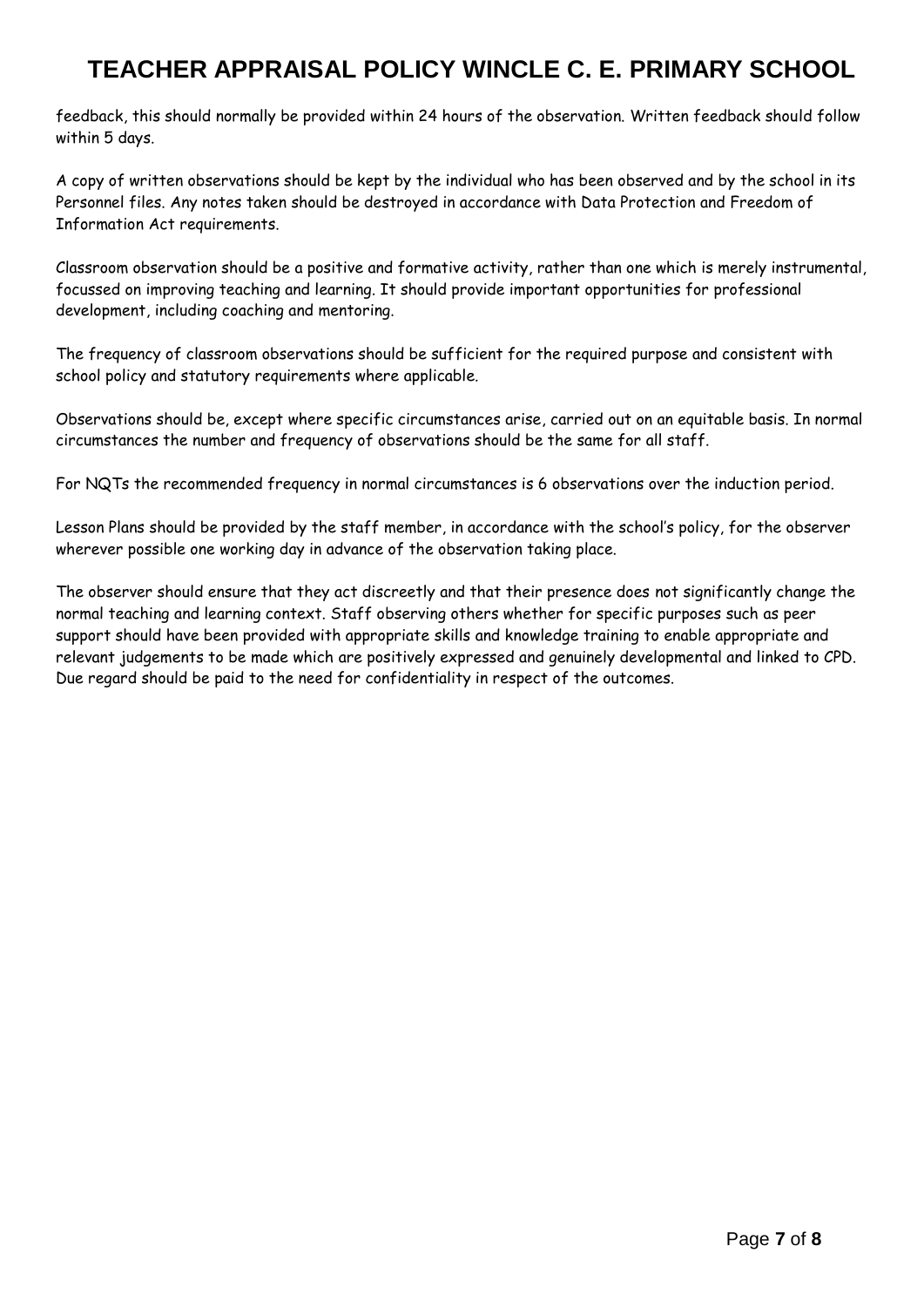feedback, this should normally be provided within 24 hours of the observation. Written feedback should follow within 5 days.

A copy of written observations should be kept by the individual who has been observed and by the school in its Personnel files. Any notes taken should be destroyed in accordance with Data Protection and Freedom of Information Act requirements.

Classroom observation should be a positive and formative activity, rather than one which is merely instrumental, focussed on improving teaching and learning. It should provide important opportunities for professional development, including coaching and mentoring.

The frequency of classroom observations should be sufficient for the required purpose and consistent with school policy and statutory requirements where applicable.

Observations should be, except where specific circumstances arise, carried out on an equitable basis. In normal circumstances the number and frequency of observations should be the same for all staff.

For NQTs the recommended frequency in normal circumstances is 6 observations over the induction period.

Lesson Plans should be provided by the staff member, in accordance with the school's policy, for the observer wherever possible one working day in advance of the observation taking place.

The observer should ensure that they act discreetly and that their presence does not significantly change the normal teaching and learning context. Staff observing others whether for specific purposes such as peer support should have been provided with appropriate skills and knowledge training to enable appropriate and relevant judgements to be made which are positively expressed and genuinely developmental and linked to CPD. Due regard should be paid to the need for confidentiality in respect of the outcomes.